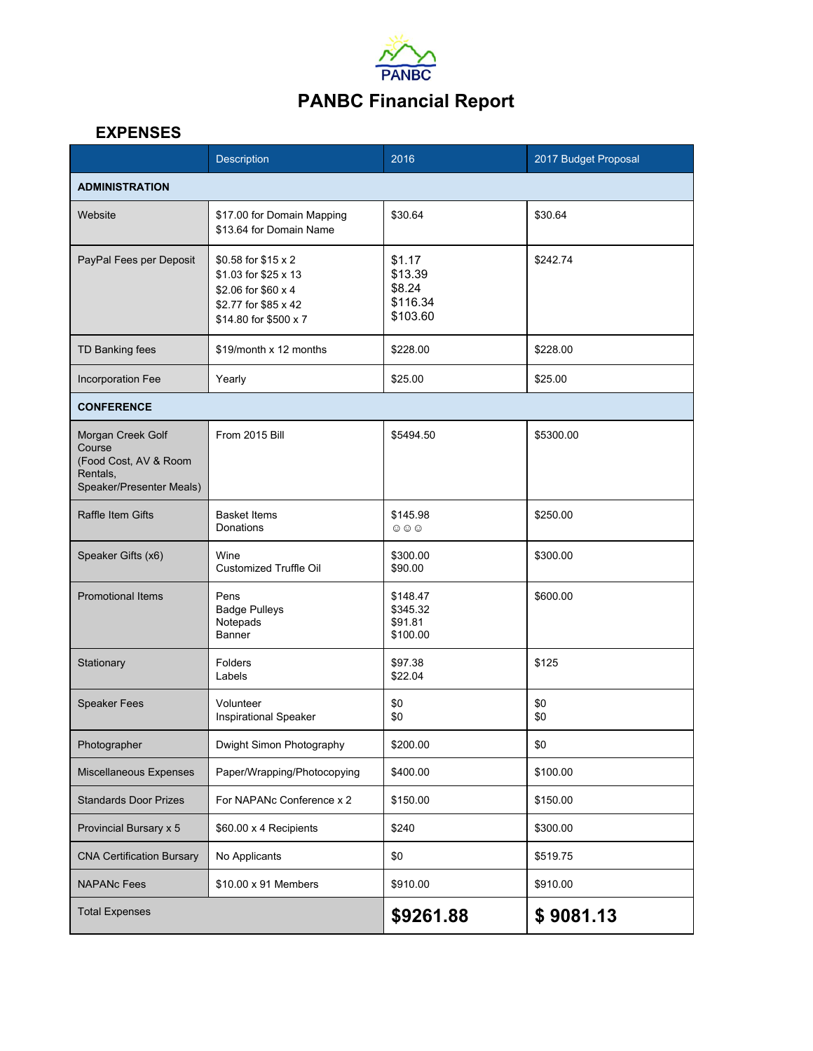PANBC

# PANBC Financial Report

## EXPENSES

| | Description | 2016 | 2017 Budget Proposal |
|---|---|---|---|
| **ADMINISTRATION** | | | |
| Website | $17.00 for Domain Mapping<br>$13.64 for Domain Name | $30.64 | $30.64 |
| PayPal Fees per Deposit | $0.58 for $15 x 2<br>$1.03 for $25 x 13<br>$2.06 for $60 x 4<br>$2.77 for $85 x 42<br>$14.80 for $500 x 7 | $1.17<br>$13.39<br>$8.24<br>$116.34<br>$103.60 | $242.74 |
| TD Banking fees | $19/month x 12 months | $228.00 | $228.00 |
| Incorporation Fee | Yearly | $25.00 | $25.00 |
| **CONFERENCE** | | | |
| Morgan Creek Golf Course (Food Cost, AV & Room Rentals, Speaker/Presenter Meals) | From 2015 Bill | $5494.50 | $5300.00 |
| Raffle Item Gifts | Basket Items<br>Donations | $145.98<br>☺☺☺ | $250.00 |
| Speaker Gifts (x6) | Wine<br>Customized Truffle Oil | $300.00<br>$90.00 | $300.00 |
| Promotional Items | Pens<br>Badge Pulleys<br>Notepads<br>Banner | $148.47<br>$345.32<br>$91.81<br>$100.00 | $600.00 |
| Stationary | Folders<br>Labels | $97.38<br>$22.04 | $125 |
| Speaker Fees | Volunteer<br>Inspirational Speaker | $0<br>$0 | $0<br>$0 |
| Photographer | Dwight Simon Photography | $200.00 | $0 |
| Miscellaneous Expenses | Paper/Wrapping/Photocopying | $400.00 | $100.00 |
| Standards Door Prizes | For NAPANc Conference x 2 | $150.00 | $150.00 |
| Provincial Bursary x 5 | $60.00 x 4 Recipients | $240 | $300.00 |
| CNA Certification Bursary | No Applicants | $0 | $519.75 |
| NAPANc Fees | $10.00 x 91 Members | $910.00 | $910.00 |
| Total Expenses | | **$9261.88** | **$ 9081.13** |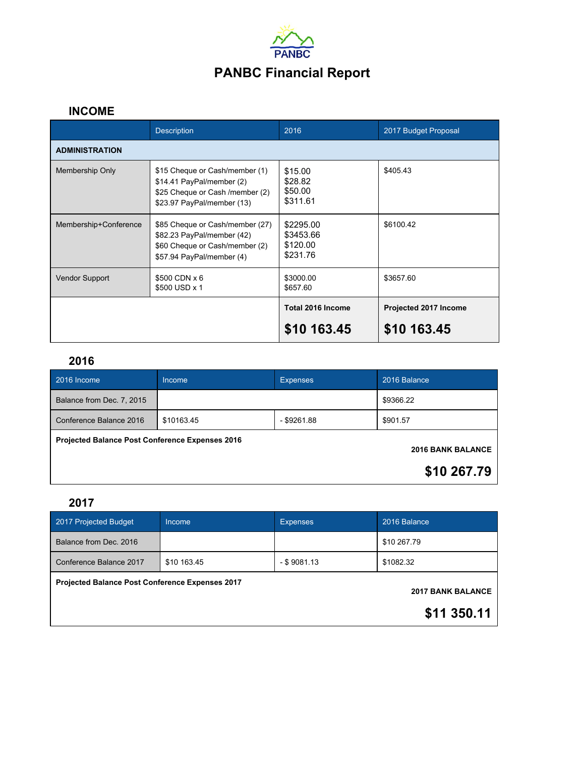PANBC

# PANBC Financial Report

## INCOME

| | Description | 2016 | 2017 Budget Proposal |
|---|---|---|---|
| **ADMINISTRATION** | | | |
| Membership Only | \$15 Cheque or Cash/member (1)<br>\$14.41 PayPal/member (2)<br>\$25 Cheque or Cash /member (2)<br>\$23.97 PayPal/member (13) | \$15.00<br>\$28.82<br>\$50.00<br>\$311.61 | \$405.43 |
| Membership+Conference | \$85 Cheque or Cash/member (27)<br>\$82.23 PayPal/member (42)<br>\$60 Cheque or Cash/member (2)<br>\$57.94 PayPal/member (4) | \$2295.00<br>\$3453.66<br>\$120.00<br>\$231.76 | \$6100.42 |
| Vendor Support | \$500 CDN x 6<br>\$500 USD x 1 | \$3000.00<br>\$657.60 | \$3657.60 |
| | | **Total 2016 Income**<br>**\$10 163.45** | **Projected 2017 Income**<br>**\$10 163.45** |

## 2016

| 2016 Income | Income | Expenses | 2016 Balance |
|---|---|---|---|
| Balance from Dec. 7, 2015 | | | \$9366.22 |
| Conference Balance 2016 | \$10163.45 | - \$9261.88 | \$901.57 |
| **Projected Balance Post Conference Expenses 2016** | | | **2016 BANK BALANCE**<br>**\$10 267.79** |

## 2017

| 2017 Projected Budget | Income | Expenses | 2016 Balance |
|---|---|---|---|
| Balance from Dec. 2016 | | | \$10 267.79 |
| Conference Balance 2017 | \$10 163.45 | - \$ 9081.13 | \$1082.32 |
| **Projected Balance Post Conference Expenses 2017** | | | **2017 BANK BALANCE**<br>**\$11 350.11** |